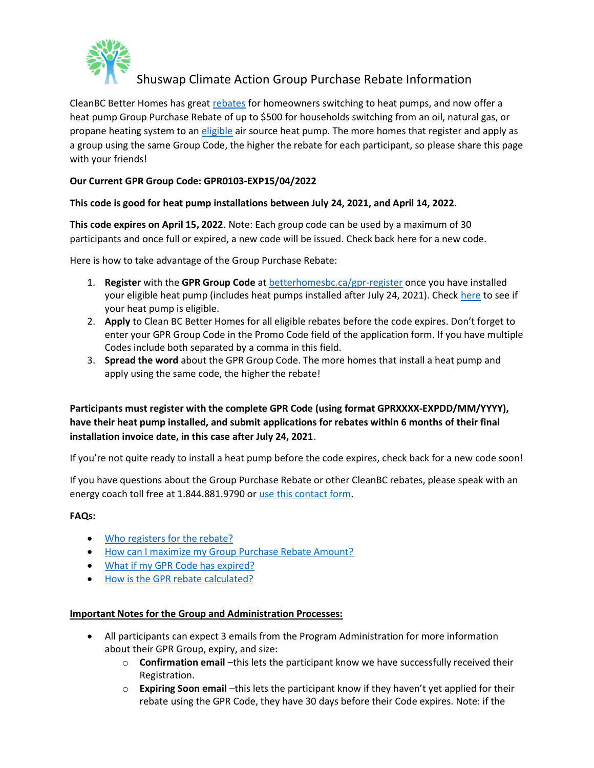# Shuswap Climate Action Group Purchase Rebate Information

CleanBC Better Homes has great rebates for homeowners switching to heat pumps, and now offer a heat pump Group Purchase Rebate of up to $500 for households switching from an oil, natural gas, or propane heating system to an eligible air source heat pump. The more homes that register and apply as a group using the same Group Code, the higher the rebate for each participant, so please share this page with your friends!

**Our Current GPR Group Code: GPR0103-EXP15/04/2022**

**This code is good for heat pump installations between July 24, 2021, and April 14, 2022.**

**This code expires on April 15, 2022**. Note: Each group code can be used by a maximum of 30 participants and once full or expired, a new code will be issued. Check back here for a new code.

Here is how to take advantage of the Group Purchase Rebate:

1. **Register** with the **GPR Group Code** at betterhomesbc.ca/gpr-register once you have installed your eligible heat pump (includes heat pumps installed after July 24, 2021). Check here to see if your heat pump is eligible.
2. **Apply** to Clean BC Better Homes for all eligible rebates before the code expires. Don't forget to enter your GPR Group Code in the Promo Code field of the application form. If you have multiple Codes include both separated by a comma in this field.
3. **Spread the word** about the GPR Group Code. The more homes that install a heat pump and apply using the same code, the higher the rebate!

**Participants must register with the complete GPR Code (using format GPRXXXX-EXPDD/MM/YYYY), have their heat pump installed, and submit applications for rebates within 6 months of their final installation invoice date, in this case after July 24, 2021**.

If you're not quite ready to install a heat pump before the code expires, check back for a new code soon!

If you have questions about the Group Purchase Rebate or other CleanBC rebates, please speak with an energy coach toll free at 1.844.881.9790 or use this contact form.

**FAQs:**

- Who registers for the rebate?
- How can I maximize my Group Purchase Rebate Amount?
- What if my GPR Code has expired?
- How is the GPR rebate calculated?

**Important Notes for the Group and Administration Processes:**

- All participants can expect 3 emails from the Program Administration for more information about their GPR Group, expiry, and size:
  - **Confirmation email** –this lets the participant know we have successfully received their Registration.
  - **Expiring Soon email** –this lets the participant know if they haven't yet applied for their rebate using the GPR Code, they have 30 days before their Code expires. Note: if the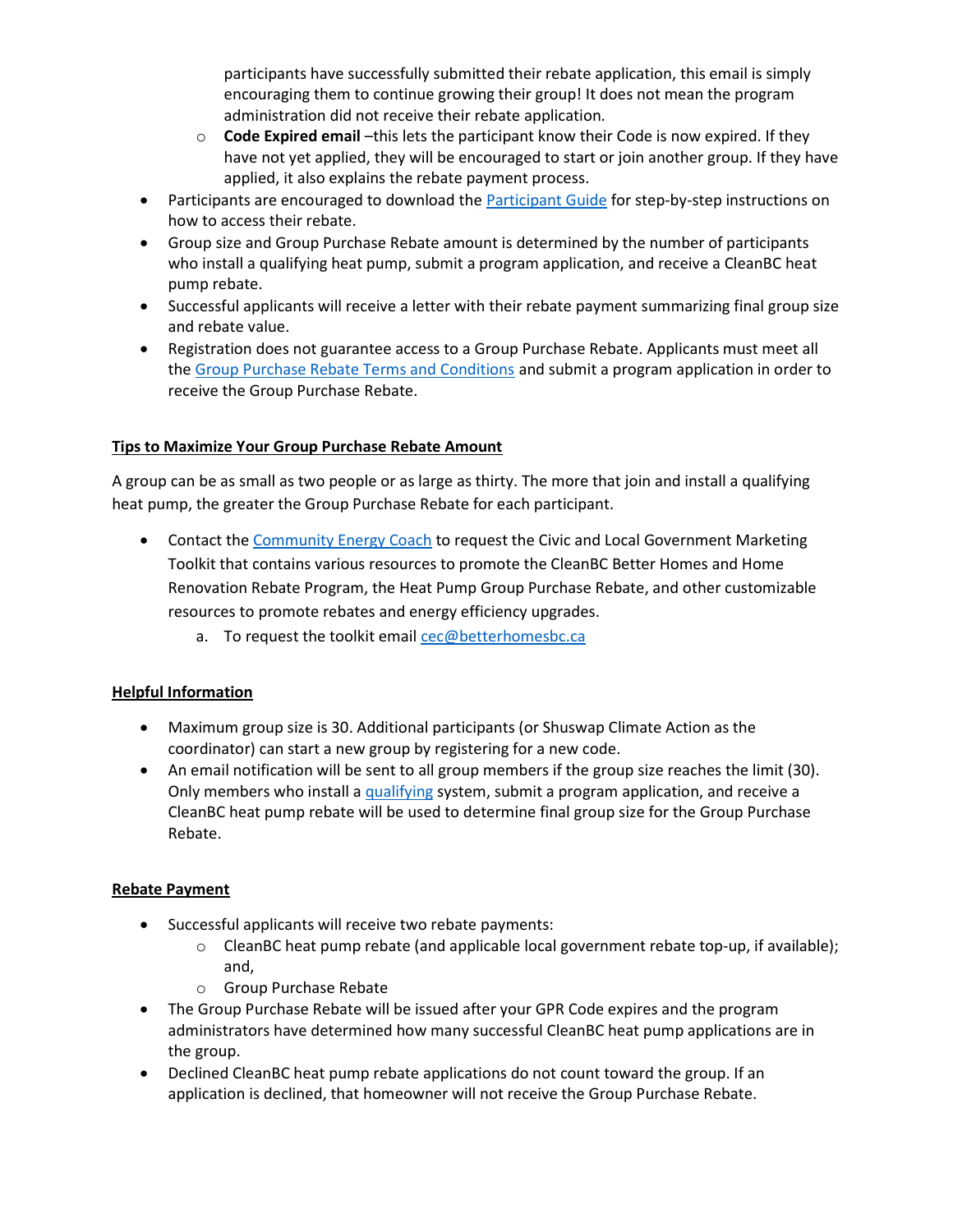- participants have successfully submitted their rebate application, this email is simply encouraging them to continue growing their group! It does not mean the program administration did not receive their rebate application.
  - **Code Expired email** –this lets the participant know their Code is now expired. If they have not yet applied, they will be encouraged to start or join another group. If they have applied, it also explains the rebate payment process.
- Participants are encouraged to download the Participant Guide for step-by-step instructions on how to access their rebate.
- Group size and Group Purchase Rebate amount is determined by the number of participants who install a qualifying heat pump, submit a program application, and receive a CleanBC heat pump rebate.
- Successful applicants will receive a letter with their rebate payment summarizing final group size and rebate value.
- Registration does not guarantee access to a Group Purchase Rebate. Applicants must meet all the Group Purchase Rebate Terms and Conditions and submit a program application in order to receive the Group Purchase Rebate.

## Tips to Maximize Your Group Purchase Rebate Amount

A group can be as small as two people or as large as thirty. The more that join and install a qualifying heat pump, the greater the Group Purchase Rebate for each participant.

- Contact the Community Energy Coach to request the Civic and Local Government Marketing Toolkit that contains various resources to promote the CleanBC Better Homes and Home Renovation Rebate Program, the Heat Pump Group Purchase Rebate, and other customizable resources to promote rebates and energy efficiency upgrades.
  a. To request the toolkit email cec@betterhomesbc.ca

## Helpful Information

- Maximum group size is 30. Additional participants (or Shuswap Climate Action as the coordinator) can start a new group by registering for a new code.
- An email notification will be sent to all group members if the group size reaches the limit (30). Only members who install a qualifying system, submit a program application, and receive a CleanBC heat pump rebate will be used to determine final group size for the Group Purchase Rebate.

## Rebate Payment

- Successful applicants will receive two rebate payments:
  - CleanBC heat pump rebate (and applicable local government rebate top-up, if available); and,
  - Group Purchase Rebate
- The Group Purchase Rebate will be issued after your GPR Code expires and the program administrators have determined how many successful CleanBC heat pump applications are in the group.
- Declined CleanBC heat pump rebate applications do not count toward the group. If an application is declined, that homeowner will not receive the Group Purchase Rebate.